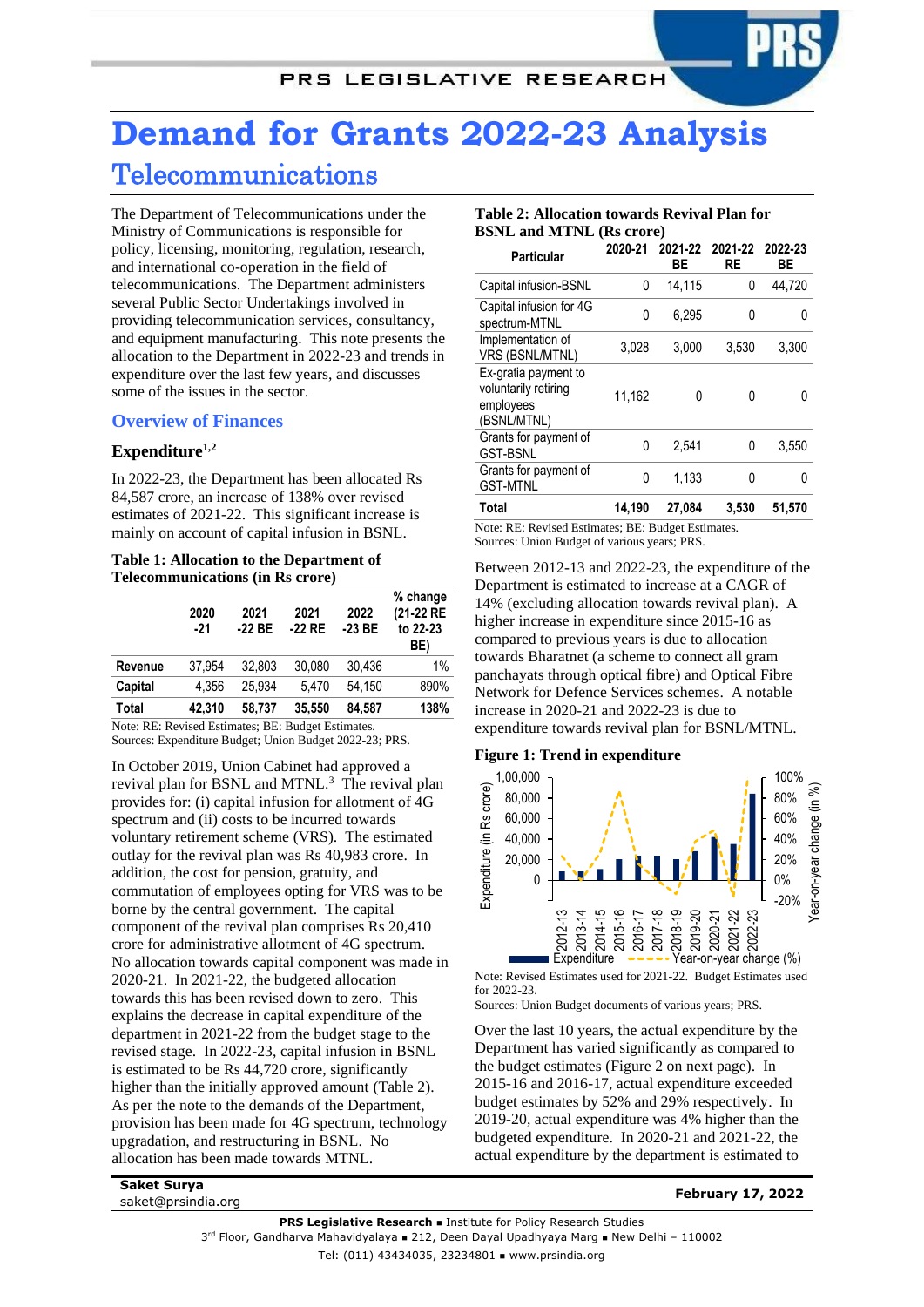# Demand for Grants 2022-23 Analysis

## Telecommunications

The Department of Telecommunications under the Ministry of Communications is responsible for policy, licensing, monitoring, regulation, research, and international co-operation in the field of telecommunications. The Department administers several Public Sector Undertakings involved in providing telecommunication services, consultancy, and equipment manufacturing. This note presents the allocation to the Department in 2022-23 and trends in expenditure over the last few years, and discusses some of the issues in the sector.

### Overview of Finances

#### Expenditure[1,2]

In 2022-23, the Department has been allocated Rs 84,587 crore, an increase of 138% over revised estimates of 2021-22. This significant increase is mainly on account of capital infusion in BSNL.

**Table 1: Allocation to the Department of Telecommunications (in Rs crore)**

| | 2020 -21 | 2021 -22 BE | 2021 -22 RE | 2022 -23 BE | % change (21-22 RE to 22-23 BE) |
|---|---|---|---|---|---|
| **Revenue** | 37,954 | 32,803 | 30,080 | 30,436 | 1% |
| **Capital** | 4,356 | 25,934 | 5,470 | 54,150 | 890% |
| **Total** | **42,310** | **58,737** | **35,550** | **84,587** | **138%** |

Note: RE: Revised Estimates; BE: Budget Estimates.
Sources: Expenditure Budget; Union Budget 2022-23; PRS.

In October 2019, Union Cabinet had approved a revival plan for BSNL and MTNL.[3] The revival plan provides for: (i) capital infusion for allotment of 4G spectrum and (ii) costs to be incurred towards voluntary retirement scheme (VRS). The estimated outlay for the revival plan was Rs 40,983 crore. In addition, the cost for pension, gratuity, and commutation of employees opting for VRS was to be borne by the central government. The capital component of the revival plan comprises Rs 20,410 crore for administrative allotment of 4G spectrum. No allocation towards capital component was made in 2020-21. In 2021-22, the budgeted allocation towards this has been revised down to zero. This explains the decrease in capital expenditure of the department in 2021-22 from the budget stage to the revised stage. In 2022-23, capital infusion in BSNL is estimated to be Rs 44,720 crore, significantly higher than the initially approved amount (Table 2). As per the note to the demands of the Department, provision has been made for 4G spectrum, technology upgradation, and restructuring in BSNL. No allocation has been made towards MTNL.

**Table 2: Allocation towards Revival Plan for BSNL and MTNL (Rs crore)**

| Particular | 2020-21 | 2021-22 BE | 2021-22 RE | 2022-23 BE |
|---|---|---|---|---|
| Capital infusion-BSNL | 0 | 14,115 | 0 | 44,720 |
| Capital infusion for 4G spectrum-MTNL | 0 | 6,295 | 0 | 0 |
| Implementation of VRS (BSNL/MTNL) | 3,028 | 3,000 | 3,530 | 3,300 |
| Ex-gratia payment to voluntarily retiring employees (BSNL/MTNL) | 11,162 | 0 | 0 | 0 |
| Grants for payment of GST-BSNL | 0 | 2,541 | 0 | 3,550 |
| Grants for payment of GST-MTNL | 0 | 1,133 | 0 | 0 |
| **Total** | **14,190** | **27,084** | **3,530** | **51,570** |

Note: RE: Revised Estimates; BE: Budget Estimates.
Sources: Union Budget of various years; PRS.

Between 2012-13 and 2022-23, the expenditure of the Department is estimated to increase at a CAGR of 14% (excluding allocation towards revival plan). A higher increase in expenditure since 2015-16 as compared to previous years is due to allocation towards Bharatnet (a scheme to connect all gram panchayats through optical fibre) and Optical Fibre Network for Defence Services schemes. A notable increase in 2020-21 and 2022-23 is due to expenditure towards revival plan for BSNL/MTNL.

**Figure 1: Trend in expenditure**

Note: Revised Estimates used for 2021-22. Budget Estimates used for 2022-23.
Sources: Union Budget documents of various years; PRS.

Over the last 10 years, the actual expenditure by the Department has varied significantly as compared to the budget estimates (Figure 2 on next page). In 2015-16 and 2016-17, actual expenditure exceeded budget estimates by 52% and 29% respectively. In 2019-20, actual expenditure was 4% higher than the budgeted expenditure. In 2020-21 and 2021-22, the actual expenditure by the department is estimated to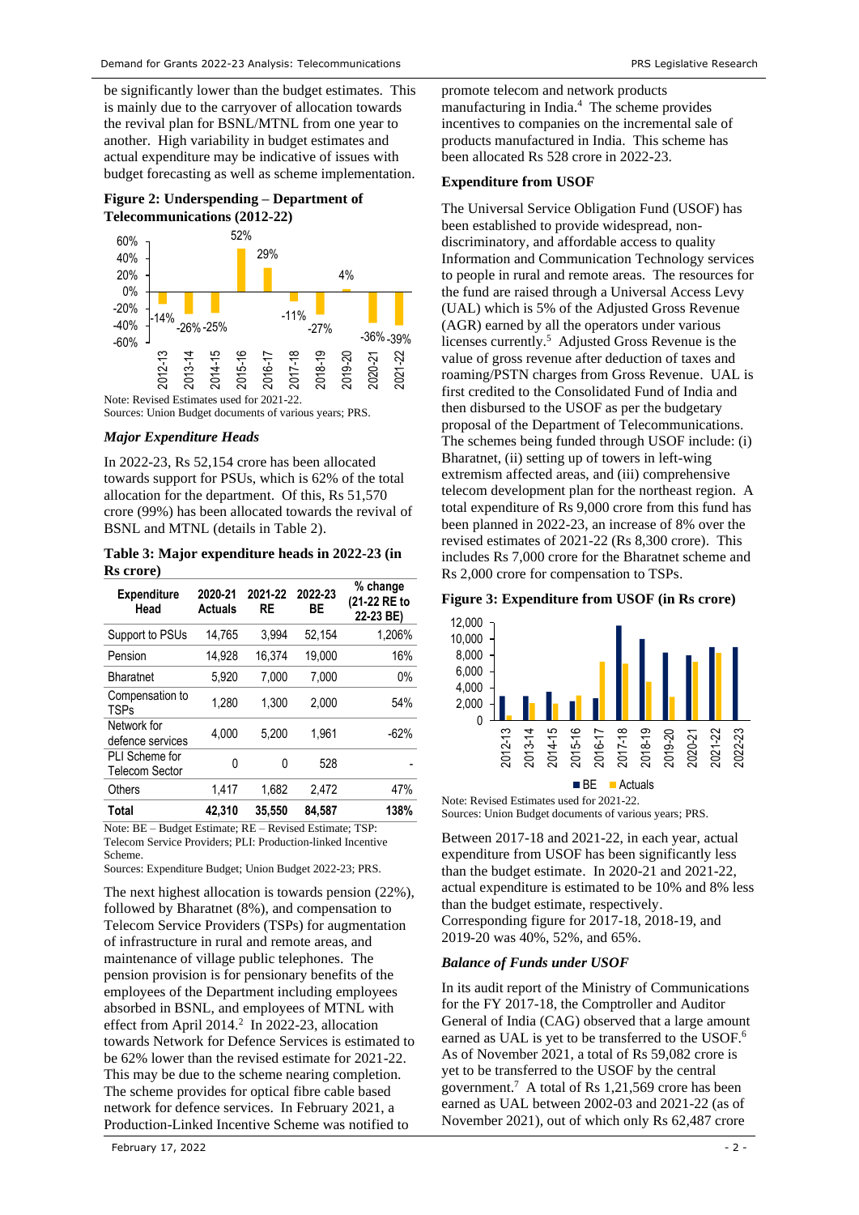be significantly lower than the budget estimates. This is mainly due to the carryover of allocation towards the revival plan for BSNL/MTNL from one year to another. High variability in budget estimates and actual expenditure may be indicative of issues with budget forecasting as well as scheme implementation.

**Figure 2: Underspending – Department of Telecommunications (2012-22)**

| Year | % |
|---|---|
| 2012-13 | -14% |
| 2013-14 | -26% |
| 2014-15 | -25% |
| 2015-16 | 52% |
| 2016-17 | 29% |
| 2017-18 | -11% |
| 2018-19 | -27% |
| 2019-20 | 4% |
| 2020-21 | -36% |
| 2021-22 | -39% |

Note: Revised Estimates used for 2021-22.
Sources: Union Budget documents of various years; PRS.

### *Major Expenditure Heads*

In 2022-23, Rs 52,154 crore has been allocated towards support for PSUs, which is 62% of the total allocation for the department. Of this, Rs 51,570 crore (99%) has been allocated towards the revival of BSNL and MTNL (details in Table 2).

**Table 3: Major expenditure heads in 2022-23 (in Rs crore)**

| Expenditure Head | 2020-21 Actuals | 2021-22 RE | 2022-23 BE | % change (21-22 RE to 22-23 BE) |
|---|---|---|---|---|
| Support to PSUs | 14,765 | 3,994 | 52,154 | 1,206% |
| Pension | 14,928 | 16,374 | 19,000 | 16% |
| Bharatnet | 5,920 | 7,000 | 7,000 | 0% |
| Compensation to TSPs | 1,280 | 1,300 | 2,000 | 54% |
| Network for defence services | 4,000 | 5,200 | 1,961 | -62% |
| PLI Scheme for Telecom Sector | 0 | 0 | 528 | - |
| Others | 1,417 | 1,682 | 2,472 | 47% |
| **Total** | **42,310** | **35,550** | **84,587** | **138%** |

Note: BE – Budget Estimate; RE – Revised Estimate; TSP: Telecom Service Providers; PLI: Production-linked Incentive Scheme.
Sources: Expenditure Budget; Union Budget 2022-23; PRS.

The next highest allocation is towards pension (22%), followed by Bharatnet (8%), and compensation to Telecom Service Providers (TSPs) for augmentation of infrastructure in rural and remote areas, and maintenance of village public telephones. The pension provision is for pensionary benefits of the employees of the Department including employees absorbed in BSNL, and employees of MTNL with effect from April 2014.[2] In 2022-23, allocation towards Network for Defence Services is estimated to be 62% lower than the revised estimate for 2021-22. This may be due to the scheme nearing completion. The scheme provides for optical fibre cable based network for defence services. In February 2021, a Production-Linked Incentive Scheme was notified to promote telecom and network products manufacturing in India.[4] The scheme provides incentives to companies on the incremental sale of products manufactured in India. This scheme has been allocated Rs 528 crore in 2022-23.

**Expenditure from USOF**

The Universal Service Obligation Fund (USOF) has been established to provide widespread, non-discriminatory, and affordable access to quality Information and Communication Technology services to people in rural and remote areas. The resources for the fund are raised through a Universal Access Levy (UAL) which is 5% of the Adjusted Gross Revenue (AGR) earned by all the operators under various licenses currently.[5] Adjusted Gross Revenue is the value of gross revenue after deduction of taxes and roaming/PSTN charges from Gross Revenue. UAL is first credited to the Consolidated Fund of India and then disbursed to the USOF as per the budgetary proposal of the Department of Telecommunications. The schemes being funded through USOF include: (i) Bharatnet, (ii) setting up of towers in left-wing extremism affected areas, and (iii) comprehensive telecom development plan for the northeast region. A total expenditure of Rs 9,000 crore from this fund has been planned in 2022-23, an increase of 8% over the revised estimates of 2021-22 (Rs 8,300 crore). This includes Rs 7,000 crore for the Bharatnet scheme and Rs 2,000 crore for compensation to TSPs.

**Figure 3: Expenditure from USOF (in Rs crore)**

Note: Revised Estimates used for 2021-22.
Sources: Union Budget documents of various years; PRS.

Between 2017-18 and 2021-22, in each year, actual expenditure from USOF has been significantly less than the budget estimate. In 2020-21 and 2021-22, actual expenditure is estimated to be 10% and 8% less than the budget estimate, respectively. Corresponding figure for 2017-18, 2018-19, and 2019-20 was 40%, 52%, and 65%.

### *Balance of Funds under USOF*

In its audit report of the Ministry of Communications for the FY 2017-18, the Comptroller and Auditor General of India (CAG) observed that a large amount earned as UAL is yet to be transferred to the USOF.[6] As of November 2021, a total of Rs 59,082 crore is yet to be transferred to the USOF by the central government.[7] A total of Rs 1,21,569 crore has been earned as UAL between 2002-03 and 2021-22 (as of November 2021), out of which only Rs 62,487 crore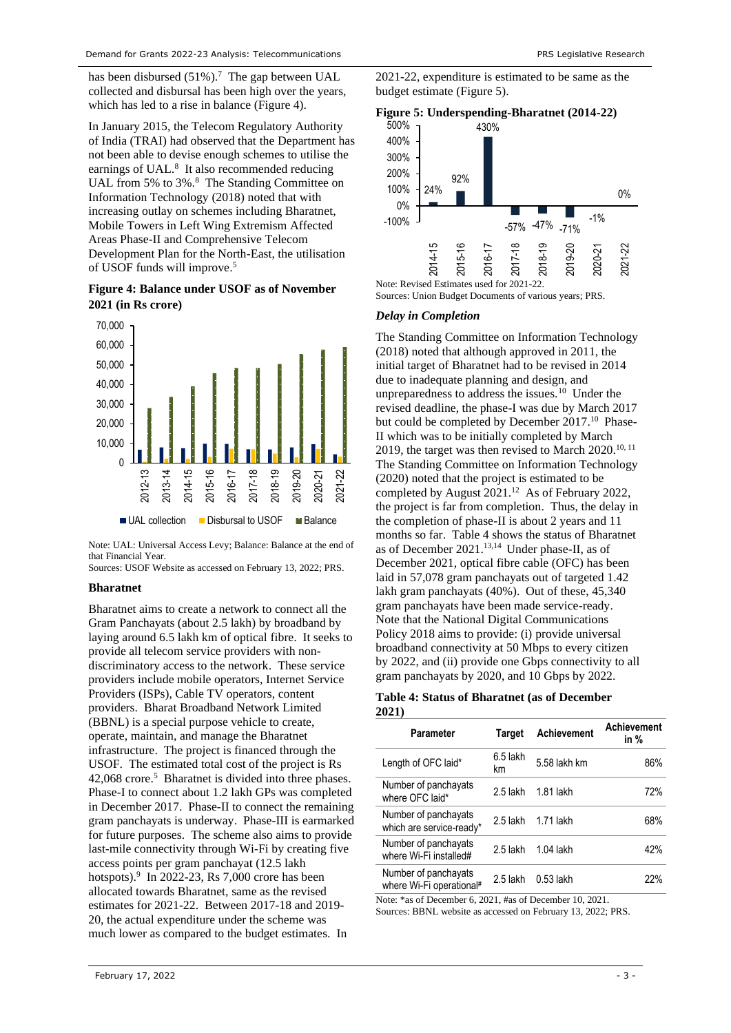has been disbursed (51%).[7] The gap between UAL collected and disbursal has been high over the years, which has led to a rise in balance (Figure 4).

In January 2015, the Telecom Regulatory Authority of India (TRAI) had observed that the Department has not been able to devise enough schemes to utilise the earnings of UAL.[8] It also recommended reducing UAL from 5% to 3%.[8] The Standing Committee on Information Technology (2018) noted that with increasing outlay on schemes including Bharatnet, Mobile Towers in Left Wing Extremism Affected Areas Phase-II and Comprehensive Telecom Development Plan for the North-East, the utilisation of USOF funds will improve.[5]

**Figure 4: Balance under USOF as of November 2021 (in Rs crore)**

Note: UAL: Universal Access Levy; Balance: Balance at the end of that Financial Year.
Sources: USOF Website as accessed on February 13, 2022; PRS.

### Bharatnet

Bharatnet aims to create a network to connect all the Gram Panchayats (about 2.5 lakh) by broadband by laying around 6.5 lakh km of optical fibre. It seeks to provide all telecom service providers with non-discriminatory access to the network. These service providers include mobile operators, Internet Service Providers (ISPs), Cable TV operators, content providers. Bharat Broadband Network Limited (BBNL) is a special purpose vehicle to create, operate, maintain, and manage the Bharatnet infrastructure. The project is financed through the USOF. The estimated total cost of the project is Rs 42,068 crore.[5] Bharatnet is divided into three phases. Phase-I to connect about 1.2 lakh GPs was completed in December 2017. Phase-II to connect the remaining gram panchayats is underway. Phase-III is earmarked for future purposes. The scheme also aims to provide last-mile connectivity through Wi-Fi by creating five access points per gram panchayat (12.5 lakh hotspots).[9] In 2022-23, Rs 7,000 crore has been allocated towards Bharatnet, same as the revised estimates for 2021-22. Between 2017-18 and 2019-20, the actual expenditure under the scheme was much lower as compared to the budget estimates. In 2021-22, expenditure is estimated to be same as the budget estimate (Figure 5).

**Figure 5: Underspending-Bharatnet (2014-22)**

Note: Revised Estimates used for 2021-22.
Sources: Union Budget Documents of various years; PRS.

#### *Delay in Completion*

The Standing Committee on Information Technology (2018) noted that although approved in 2011, the initial target of Bharatnet had to be revised in 2014 due to inadequate planning and design, and unpreparedness to address the issues.[10] Under the revised deadline, the phase-I was due by March 2017 but could be completed by December 2017.[10] Phase-II which was to be initially completed by March 2019, the target was then revised to March 2020.[10, 11] The Standing Committee on Information Technology (2020) noted that the project is estimated to be completed by August 2021.[12] As of February 2022, the project is far from completion. Thus, the delay in the completion of phase-II is about 2 years and 11 months so far. Table 4 shows the status of Bharatnet as of December 2021.[13,14] Under phase-II, as of December 2021, optical fibre cable (OFC) has been laid in 57,078 gram panchayats out of targeted 1.42 lakh gram panchayats (40%). Out of these, 45,340 gram panchayats have been made service-ready. Note that the National Digital Communications Policy 2018 aims to provide: (i) provide universal broadband connectivity at 50 Mbps to every citizen by 2022, and (ii) provide one Gbps connectivity to all gram panchayats by 2020, and 10 Gbps by 2022.

**Table 4: Status of Bharatnet (as of December 2021)**

| Parameter | Target | Achievement | Achievement in % |
|---|---|---|---|
| Length of OFC laid* | 6.5 lakh km | 5.58 lakh km | 86% |
| Number of panchayats where OFC laid* | 2.5 lakh | 1.81 lakh | 72% |
| Number of panchayats which are service-ready* | 2.5 lakh | 1.71 lakh | 68% |
| Number of panchayats where Wi-Fi installed# | 2.5 lakh | 1.04 lakh | 42% |
| Number of panchayats where Wi-Fi operational# | 2.5 lakh | 0.53 lakh | 22% |

Note: *as of December 6, 2021, #as of December 10, 2021.
Sources: BBNL website as accessed on February 13, 2022; PRS.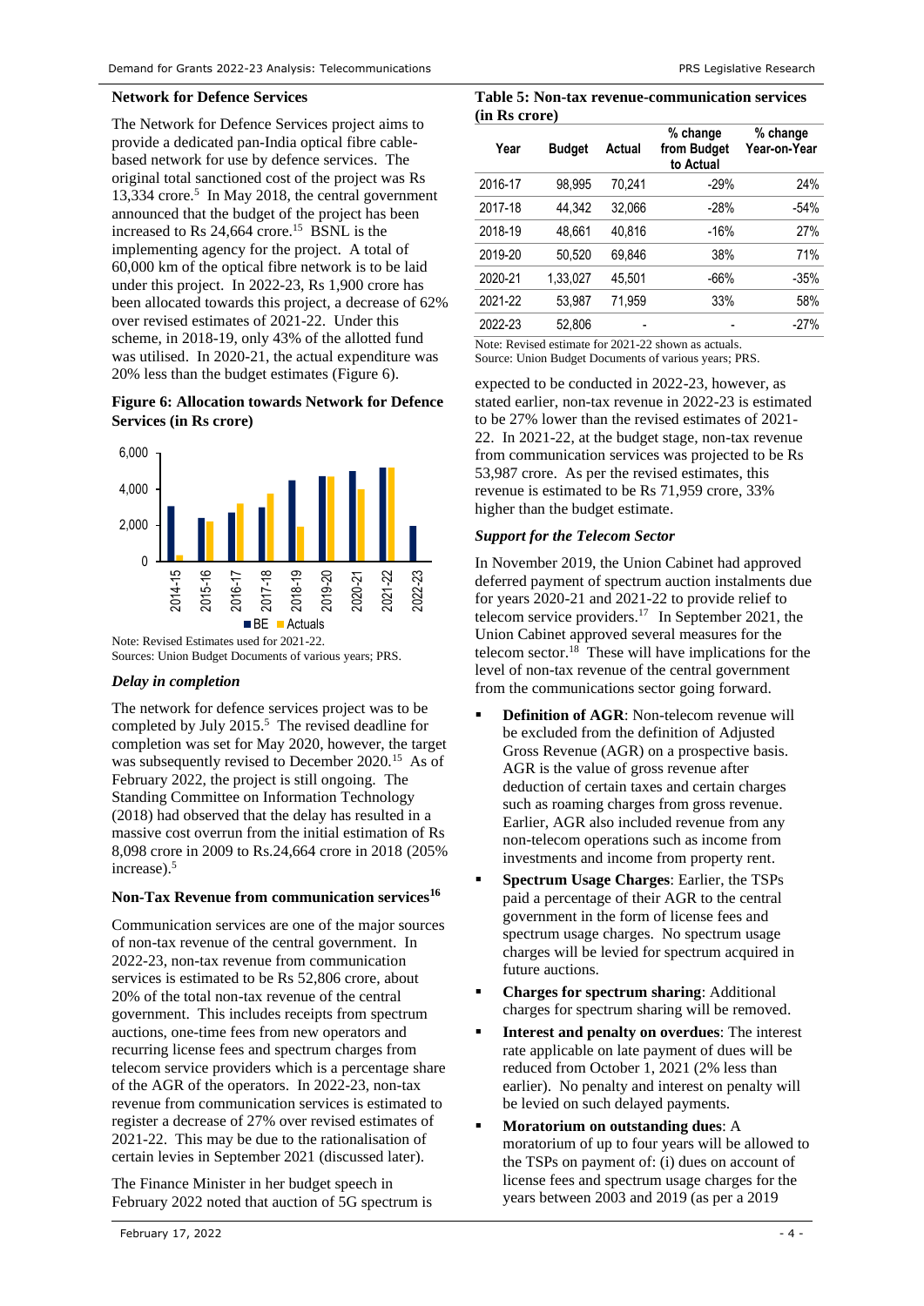### Network for Defence Services

The Network for Defence Services project aims to provide a dedicated pan-India optical fibre cable-based network for use by defence services. The original total sanctioned cost of the project was Rs 13,334 crore.[5] In May 2018, the central government announced that the budget of the project has been increased to Rs 24,664 crore.[15] BSNL is the implementing agency for the project. A total of 60,000 km of the optical fibre network is to be laid under this project. In 2022-23, Rs 1,900 crore has been allocated towards this project, a decrease of 62% over revised estimates of 2021-22. Under this scheme, in 2018-19, only 43% of the allotted fund was utilised. In 2020-21, the actual expenditure was 20% less than the budget estimates (Figure 6).

**Figure 6: Allocation towards Network for Defence Services (in Rs crore)**

Note: Revised Estimates used for 2021-22.
Sources: Union Budget Documents of various years; PRS.

#### *Delay in completion*

The network for defence services project was to be completed by July 2015.[5] The revised deadline for completion was set for May 2020, however, the target was subsequently revised to December 2020.[15] As of February 2022, the project is still ongoing. The Standing Committee on Information Technology (2018) had observed that the delay has resulted in a massive cost overrun from the initial estimation of Rs 8,098 crore in 2009 to Rs.24,664 crore in 2018 (205% increase).[5]

### Non-Tax Revenue from communication services[16]

Communication services are one of the major sources of non-tax revenue of the central government. In 2022-23, non-tax revenue from communication services is estimated to be Rs 52,806 crore, about 20% of the total non-tax revenue of the central government. This includes receipts from spectrum auctions, one-time fees from new operators and recurring license fees and spectrum charges from telecom service providers which is a percentage share of the AGR of the operators. In 2022-23, non-tax revenue from communication services is estimated to register a decrease of 27% over revised estimates of 2021-22. This may be due to the rationalisation of certain levies in September 2021 (discussed later).

The Finance Minister in her budget speech in February 2022 noted that auction of 5G spectrum is expected to be conducted in 2022-23, however, as stated earlier, non-tax revenue in 2022-23 is estimated to be 27% lower than the revised estimates of 2021-22. In 2021-22, at the budget stage, non-tax revenue from communication services was projected to be Rs 53,987 crore. As per the revised estimates, this revenue is estimated to be Rs 71,959 crore, 33% higher than the budget estimate.

**Table 5: Non-tax revenue-communication services (in Rs crore)**

| Year | Budget | Actual | % change from Budget to Actual | % change Year-on-Year |
|---|---|---|---|---|
| 2016-17 | 98,995 | 70,241 | -29% | 24% |
| 2017-18 | 44,342 | 32,066 | -28% | -54% |
| 2018-19 | 48,661 | 40,816 | -16% | 27% |
| 2019-20 | 50,520 | 69,846 | 38% | 71% |
| 2020-21 | 1,33,027 | 45,501 | -66% | -35% |
| 2021-22 | 53,987 | 71,959 | 33% | 58% |
| 2022-23 | 52,806 | - | - | -27% |

Note: Revised estimate for 2021-22 shown as actuals.
Source: Union Budget Documents of various years; PRS.

#### *Support for the Telecom Sector*

In November 2019, the Union Cabinet had approved deferred payment of spectrum auction instalments due for years 2020-21 and 2021-22 to provide relief to telecom service providers.[17] In September 2021, the Union Cabinet approved several measures for the telecom sector.[18] These will have implications for the level of non-tax revenue of the central government from the communications sector going forward.

- **Definition of AGR**: Non-telecom revenue will be excluded from the definition of Adjusted Gross Revenue (AGR) on a prospective basis. AGR is the value of gross revenue after deduction of certain taxes and certain charges such as roaming charges from gross revenue. Earlier, AGR also included revenue from any non-telecom operations such as income from investments and income from property rent.
- **Spectrum Usage Charges**: Earlier, the TSPs paid a percentage of their AGR to the central government in the form of license fees and spectrum usage charges. No spectrum usage charges will be levied for spectrum acquired in future auctions.
- **Charges for spectrum sharing**: Additional charges for spectrum sharing will be removed.
- **Interest and penalty on overdues**: The interest rate applicable on late payment of dues will be reduced from October 1, 2021 (2% less than earlier). No penalty and interest on penalty will be levied on such delayed payments.
- **Moratorium on outstanding dues**: A moratorium of up to four years will be allowed to the TSPs on payment of: (i) dues on account of license fees and spectrum usage charges for the years between 2003 and 2019 (as per a 2019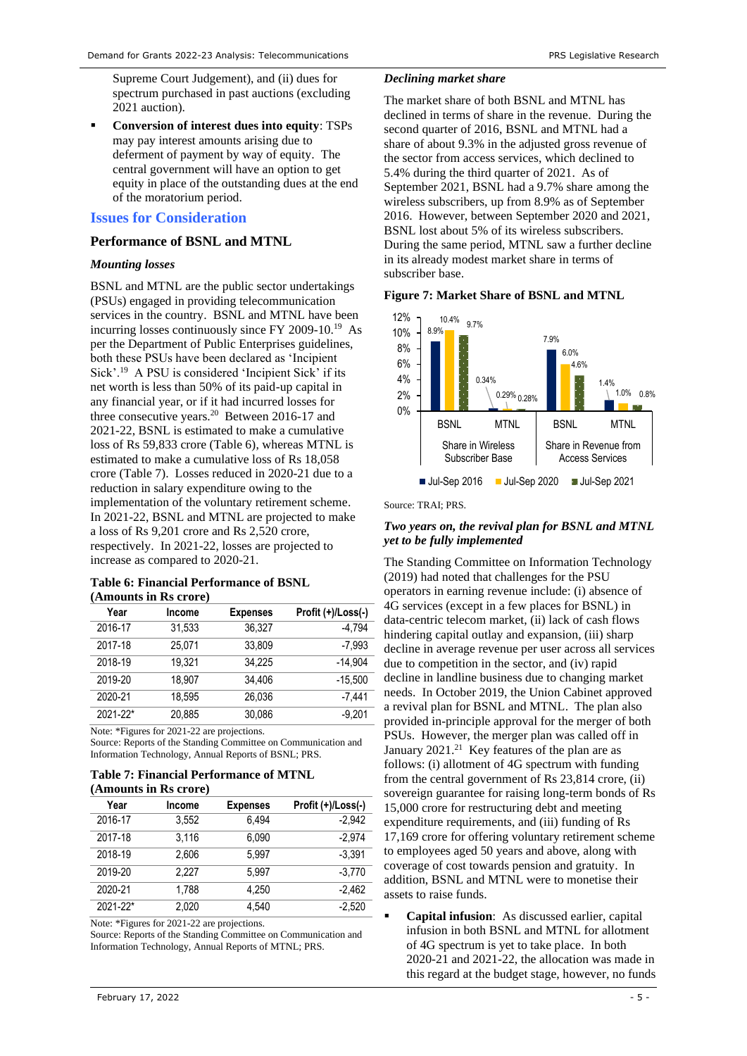Supreme Court Judgement), and (ii) dues for spectrum purchased in past auctions (excluding 2021 auction).

- **Conversion of interest dues into equity**: TSPs may pay interest amounts arising due to deferment of payment by way of equity. The central government will have an option to get equity in place of the outstanding dues at the end of the moratorium period.

## Issues for Consideration

### Performance of BSNL and MTNL

*Mounting losses*

BSNL and MTNL are the public sector undertakings (PSUs) engaged in providing telecommunication services in the country. BSNL and MTNL have been incurring losses continuously since FY 2009-10.[19] As per the Department of Public Enterprises guidelines, both these PSUs have been declared as 'Incipient Sick'.[19] A PSU is considered 'Incipient Sick' if its net worth is less than 50% of its paid-up capital in any financial year, or if it had incurred losses for three consecutive years.[20] Between 2016-17 and 2021-22, BSNL is estimated to make a cumulative loss of Rs 59,833 crore (Table 6), whereas MTNL is estimated to make a cumulative loss of Rs 18,058 crore (Table 7). Losses reduced in 2020-21 due to a reduction in salary expenditure owing to the implementation of the voluntary retirement scheme. In 2021-22, BSNL and MTNL are projected to make a loss of Rs 9,201 crore and Rs 2,520 crore, respectively. In 2021-22, losses are projected to increase as compared to 2020-21.

**Table 6: Financial Performance of BSNL (Amounts in Rs crore)**

| Year | Income | Expenses | Profit (+)/Loss(-) |
|---|---|---|---|
| 2016-17 | 31,533 | 36,327 | -4,794 |
| 2017-18 | 25,071 | 33,809 | -7,993 |
| 2018-19 | 19,321 | 34,225 | -14,904 |
| 2019-20 | 18,907 | 34,406 | -15,500 |
| 2020-21 | 18,595 | 26,036 | -7,441 |
| 2021-22* | 20,885 | 30,086 | -9,201 |

Note: *Figures for 2021-22 are projections.
Source: Reports of the Standing Committee on Communication and Information Technology, Annual Reports of BSNL; PRS.

**Table 7: Financial Performance of MTNL (Amounts in Rs crore)**

| Year | Income | Expenses | Profit (+)/Loss(-) |
|---|---|---|---|
| 2016-17 | 3,552 | 6,494 | -2,942 |
| 2017-18 | 3,116 | 6,090 | -2,974 |
| 2018-19 | 2,606 | 5,997 | -3,391 |
| 2019-20 | 2,227 | 5,997 | -3,770 |
| 2020-21 | 1,788 | 4,250 | -2,462 |
| 2021-22* | 2,020 | 4,540 | -2,520 |

Note: *Figures for 2021-22 are projections.
Source: Reports of the Standing Committee on Communication and Information Technology, Annual Reports of MTNL; PRS.

*Declining market share*

The market share of both BSNL and MTNL has declined in terms of share in the revenue. During the second quarter of 2016, BSNL and MTNL had a share of about 9.3% in the adjusted gross revenue of the sector from access services, which declined to 5.4% during the third quarter of 2021. As of September 2021, BSNL had a 9.7% share among the wireless subscribers, up from 8.9% as of September 2016. However, between September 2020 and 2021, BSNL lost about 5% of its wireless subscribers. During the same period, MTNL saw a further decline in its already modest market share in terms of subscriber base.

**Figure 7: Market Share of BSNL and MTNL**

| | Share in Wireless Subscriber Base: BSNL | Share in Wireless Subscriber Base: MTNL | Share in Revenue from Access Services: BSNL | Share in Revenue from Access Services: MTNL |
|---|---|---|---|---|
| Jul-Sep 2016 | 8.9% | 0.34% | 7.9% | 1.4% |
| Jul-Sep 2020 | 10.4% | 0.29% | 6.0% | 1.0% |
| Jul-Sep 2021 | 9.7% | 0.28% | 4.6% | 0.8% |

Source: TRAI; PRS.

*Two years on, the revival plan for BSNL and MTNL yet to be fully implemented*

The Standing Committee on Information Technology (2019) had noted that challenges for the PSU operators in earning revenue include: (i) absence of 4G services (except in a few places for BSNL) in data-centric telecom market, (ii) lack of cash flows hindering capital outlay and expansion, (iii) sharp decline in average revenue per user across all services due to competition in the sector, and (iv) rapid decline in landline business due to changing market needs. In October 2019, the Union Cabinet approved a revival plan for BSNL and MTNL. The plan also provided in-principle approval for the merger of both PSUs. However, the merger plan was called off in January 2021.[21] Key features of the plan are as follows: (i) allotment of 4G spectrum with funding from the central government of Rs 23,814 crore, (ii) sovereign guarantee for raising long-term bonds of Rs 15,000 crore for restructuring debt and meeting expenditure requirements, and (iii) funding of Rs 17,169 crore for offering voluntary retirement scheme to employees aged 50 years and above, along with coverage of cost towards pension and gratuity. In addition, BSNL and MTNL were to monetise their assets to raise funds.

- **Capital infusion**: As discussed earlier, capital infusion in both BSNL and MTNL for allotment of 4G spectrum is yet to take place. In both 2020-21 and 2021-22, the allocation was made in this regard at the budget stage, however, no funds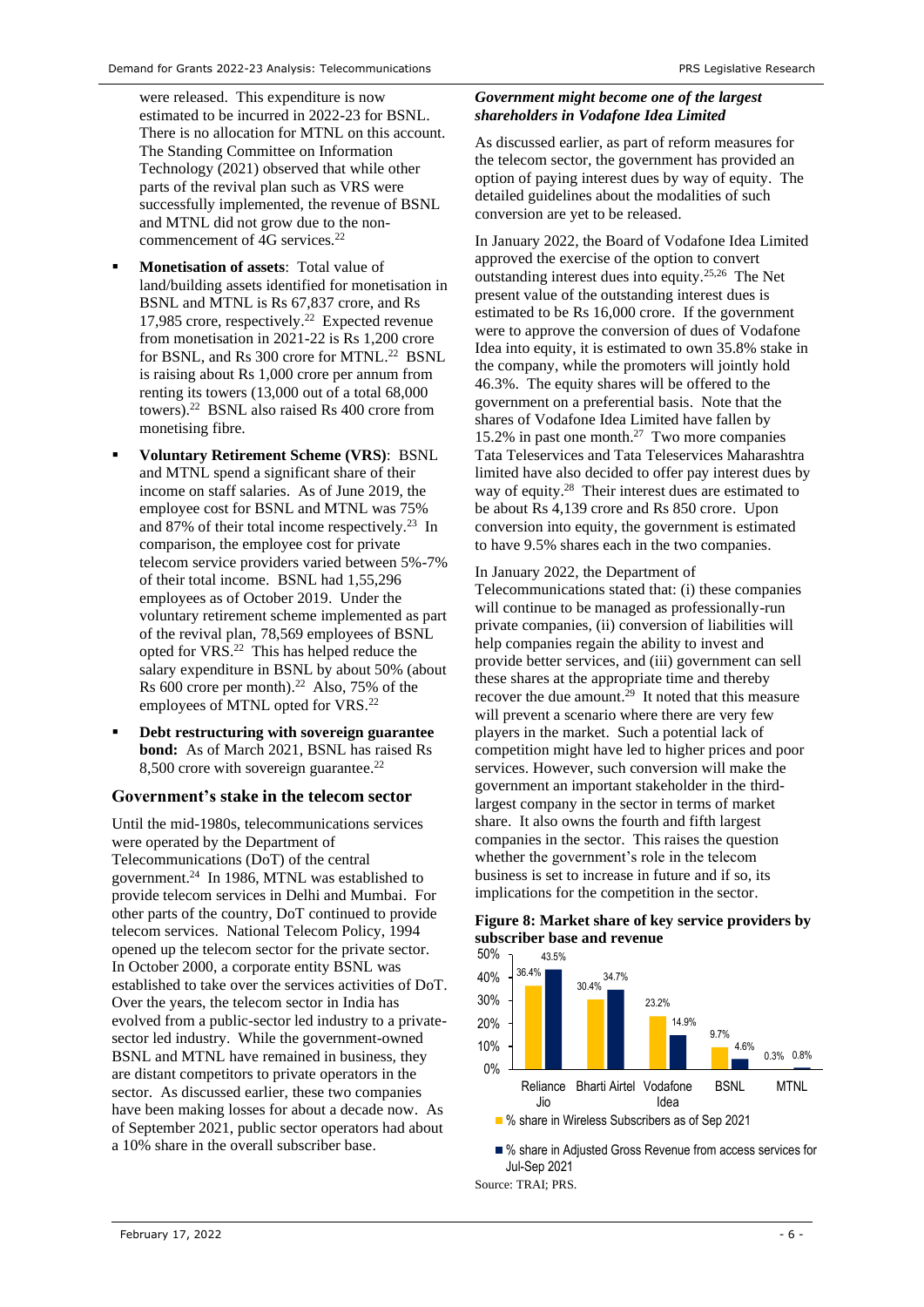were released. This expenditure is now estimated to be incurred in 2022-23 for BSNL. There is no allocation for MTNL on this account. The Standing Committee on Information Technology (2021) observed that while other parts of the revival plan such as VRS were successfully implemented, the revenue of BSNL and MTNL did not grow due to the non-commencement of 4G services.[22]

- **Monetisation of assets**: Total value of land/building assets identified for monetisation in BSNL and MTNL is Rs 67,837 crore, and Rs 17,985 crore, respectively.[22] Expected revenue from monetisation in 2021-22 is Rs 1,200 crore for BSNL, and Rs 300 crore for MTNL.[22] BSNL is raising about Rs 1,000 crore per annum from renting its towers (13,000 out of a total 68,000 towers).[22] BSNL also raised Rs 400 crore from monetising fibre.
- **Voluntary Retirement Scheme (VRS)**: BSNL and MTNL spend a significant share of their income on staff salaries. As of June 2019, the employee cost for BSNL and MTNL was 75% and 87% of their total income respectively.[23] In comparison, the employee cost for private telecom service providers varied between 5%-7% of their total income. BSNL had 1,55,296 employees as of October 2019. Under the voluntary retirement scheme implemented as part of the revival plan, 78,569 employees of BSNL opted for VRS.[22] This has helped reduce the salary expenditure in BSNL by about 50% (about Rs 600 crore per month).[22] Also, 75% of the employees of MTNL opted for VRS.[22]
- **Debt restructuring with sovereign guarantee bond:** As of March 2021, BSNL has raised Rs 8,500 crore with sovereign guarantee.[22]

## Government's stake in the telecom sector

Until the mid-1980s, telecommunications services were operated by the Department of Telecommunications (DoT) of the central government.[24] In 1986, MTNL was established to provide telecom services in Delhi and Mumbai. For other parts of the country, DoT continued to provide telecom services. National Telecom Policy, 1994 opened up the telecom sector for the private sector. In October 2000, a corporate entity BSNL was established to take over the services activities of DoT. Over the years, the telecom sector in India has evolved from a public-sector led industry to a private-sector led industry. While the government-owned BSNL and MTNL have remained in business, they are distant competitors to private operators in the sector. As discussed earlier, these two companies have been making losses for about a decade now. As of September 2021, public sector operators had about a 10% share in the overall subscriber base.

### *Government might become one of the largest shareholders in Vodafone Idea Limited*

As discussed earlier, as part of reform measures for the telecom sector, the government has provided an option of paying interest dues by way of equity. The detailed guidelines about the modalities of such conversion are yet to be released.

In January 2022, the Board of Vodafone Idea Limited approved the exercise of the option to convert outstanding interest dues into equity.[25,26] The Net present value of the outstanding interest dues is estimated to be Rs 16,000 crore. If the government were to approve the conversion of dues of Vodafone Idea into equity, it is estimated to own 35.8% stake in the company, while the promoters will jointly hold 46.3%. The equity shares will be offered to the government on a preferential basis. Note that the shares of Vodafone Idea Limited have fallen by 15.2% in past one month.[27] Two more companies Tata Teleservices and Tata Teleservices Maharashtra limited have also decided to offer pay interest dues by way of equity.[28] Their interest dues are estimated to be about Rs 4,139 crore and Rs 850 crore. Upon conversion into equity, the government is estimated to have 9.5% shares each in the two companies.

In January 2022, the Department of Telecommunications stated that: (i) these companies will continue to be managed as professionally-run private companies, (ii) conversion of liabilities will help companies regain the ability to invest and provide better services, and (iii) government can sell these shares at the appropriate time and thereby recover the due amount.[29] It noted that this measure will prevent a scenario where there are very few players in the market. Such a potential lack of competition might have led to higher prices and poor services. However, such conversion will make the government an important stakeholder in the third-largest company in the sector in terms of market share. It also owns the fourth and fifth largest companies in the sector. This raises the question whether the government's role in the telecom business is set to increase in future and if so, its implications for the competition in the sector.

**Figure 8: Market share of key service providers by subscriber base and revenue**

| Company | % share in Wireless Subscribers as of Sep 2021 | % share in Adjusted Gross Revenue from access services for Jul-Sep 2021 |
|---|---|---|
| Reliance Jio | 36.4% | 43.5% |
| Bharti Airtel | 30.4% | 34.7% |
| Vodafone Idea | 23.2% | 14.9% |
| BSNL | 9.7% | 4.6% |
| MTNL | 0.3% | 0.8% |

Source: TRAI; PRS.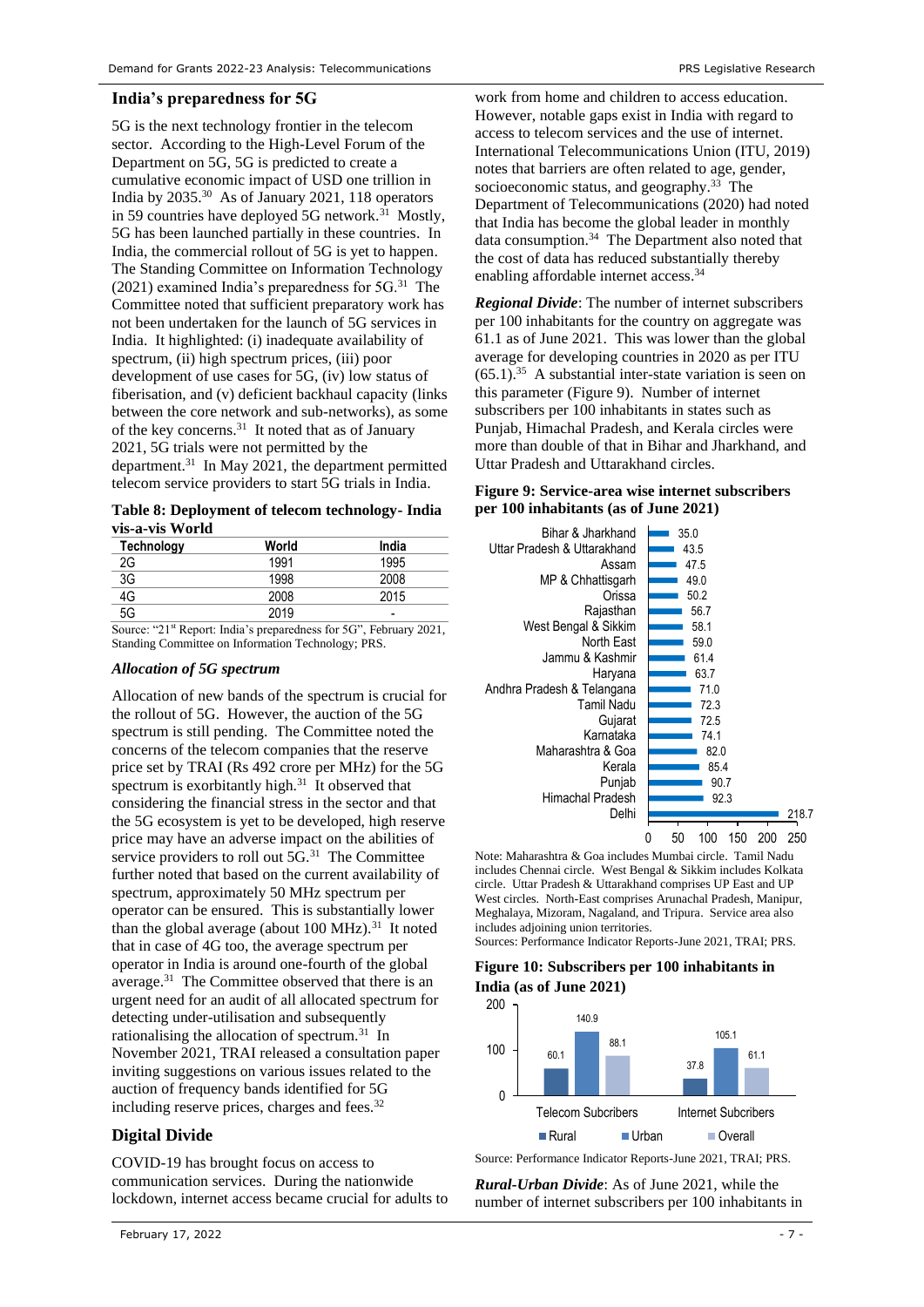## India's preparedness for 5G

5G is the next technology frontier in the telecom sector. According to the High-Level Forum of the Department on 5G, 5G is predicted to create a cumulative economic impact of USD one trillion in India by 2035.[30] As of January 2021, 118 operators in 59 countries have deployed 5G network.[31] Mostly, 5G has been launched partially in these countries. In India, the commercial rollout of 5G is yet to happen. The Standing Committee on Information Technology (2021) examined India's preparedness for 5G.[31] The Committee noted that sufficient preparatory work has not been undertaken for the launch of 5G services in India. It highlighted: (i) inadequate availability of spectrum, (ii) high spectrum prices, (iii) poor development of use cases for 5G, (iv) low status of fiberisation, and (v) deficient backhaul capacity (links between the core network and sub-networks), as some of the key concerns.[31] It noted that as of January 2021, 5G trials were not permitted by the department.[31] In May 2021, the department permitted telecom service providers to start 5G trials in India.

**Table 8: Deployment of telecom technology- India vis-a-vis World**

| Technology | World | India |
|---|---|---|
| 2G | 1991 | 1995 |
| 3G | 1998 | 2008 |
| 4G | 2008 | 2015 |
| 5G | 2019 | - |

Source: "21st Report: India's preparedness for 5G", February 2021, Standing Committee on Information Technology; PRS.

### *Allocation of 5G spectrum*

Allocation of new bands of the spectrum is crucial for the rollout of 5G. However, the auction of the 5G spectrum is still pending. The Committee noted the concerns of the telecom companies that the reserve price set by TRAI (Rs 492 crore per MHz) for the 5G spectrum is exorbitantly high.[31] It observed that considering the financial stress in the sector and that the 5G ecosystem is yet to be developed, high reserve price may have an adverse impact on the abilities of service providers to roll out 5G.[31] The Committee further noted that based on the current availability of spectrum, approximately 50 MHz spectrum per operator can be ensured. This is substantially lower than the global average (about 100 MHz).[31] It noted that in case of 4G too, the average spectrum per operator in India is around one-fourth of the global average.[31] The Committee observed that there is an urgent need for an audit of all allocated spectrum for detecting under-utilisation and subsequently rationalising the allocation of spectrum.[31] In November 2021, TRAI released a consultation paper inviting suggestions on various issues related to the auction of frequency bands identified for 5G including reserve prices, charges and fees.[32]

## Digital Divide

COVID-19 has brought focus on access to communication services. During the nationwide lockdown, internet access became crucial for adults to work from home and children to access education. However, notable gaps exist in India with regard to access to telecom services and the use of internet. International Telecommunications Union (ITU, 2019) notes that barriers are often related to age, gender, socioeconomic status, and geography.[33] The Department of Telecommunications (2020) had noted that India has become the global leader in monthly data consumption.[34] The Department also noted that the cost of data has reduced substantially thereby enabling affordable internet access.[34]

***Regional Divide***: The number of internet subscribers per 100 inhabitants for the country on aggregate was 61.1 as of June 2021. This was lower than the global average for developing countries in 2020 as per ITU (65.1).[35] A substantial inter-state variation is seen on this parameter (Figure 9). Number of internet subscribers per 100 inhabitants in states such as Punjab, Himachal Pradesh, and Kerala circles were more than double of that in Bihar and Jharkhand, and Uttar Pradesh and Uttarakhand circles.

**Figure 9: Service-area wise internet subscribers per 100 inhabitants (as of June 2021)**

| Service area | Internet subscribers per 100 inhabitants |
|---|---|
| Bihar & Jharkhand | 35.0 |
| Uttar Pradesh & Uttarakhand | 43.5 |
| Assam | 47.5 |
| MP & Chhattisgarh | 49.0 |
| Orissa | 50.2 |
| Rajasthan | 56.7 |
| West Bengal & Sikkim | 58.1 |
| North East | 59.0 |
| Jammu & Kashmir | 61.4 |
| Haryana | 63.7 |
| Andhra Pradesh & Telangana | 71.0 |
| Tamil Nadu | 72.3 |
| Gujarat | 72.5 |
| Karnataka | 74.1 |
| Maharashtra & Goa | 82.0 |
| Kerala | 85.4 |
| Punjab | 90.7 |
| Himachal Pradesh | 92.3 |
| Delhi | 218.7 |

Note: Maharashtra & Goa includes Mumbai circle. Tamil Nadu includes Chennai circle. West Bengal & Sikkim includes Kolkata circle. Uttar Pradesh & Uttarakhand comprises UP East and UP West circles. North-East comprises Arunachal Pradesh, Manipur, Meghalaya, Mizoram, Nagaland, and Tripura. Service area also includes adjoining union territories.
Sources: Performance Indicator Reports-June 2021, TRAI; PRS.

**Figure 10: Subscribers per 100 inhabitants in India (as of June 2021)**

| | Rural | Urban | Overall |
|---|---|---|---|
| Telecom Subcribers | 60.1 | 140.9 | 88.1 |
| Internet Subcribers | 37.8 | 105.1 | 61.1 |

Source: Performance Indicator Reports-June 2021, TRAI; PRS.

***Rural-Urban Divide***: As of June 2021, while the number of internet subscribers per 100 inhabitants in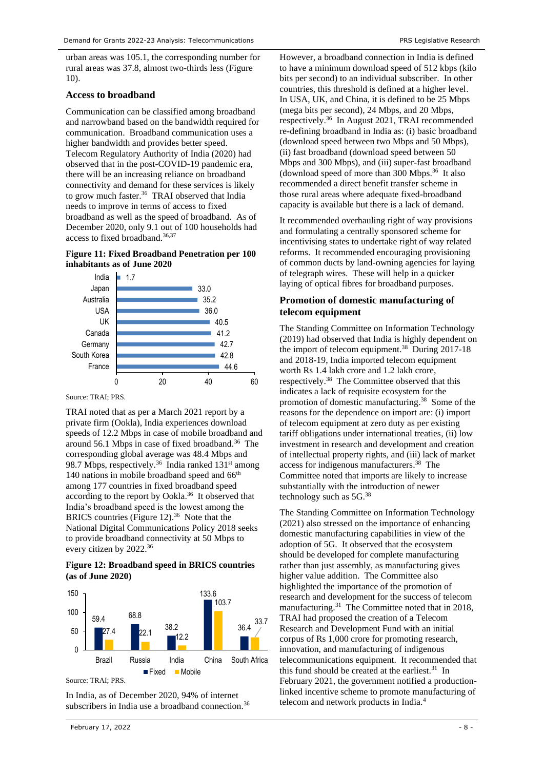urban areas was 105.1, the corresponding number for rural areas was 37.8, almost two-thirds less (Figure 10).

### Access to broadband

Communication can be classified among broadband and narrowband based on the bandwidth required for communication. Broadband communication uses a higher bandwidth and provides better speed. Telecom Regulatory Authority of India (2020) had observed that in the post-COVID-19 pandemic era, there will be an increasing reliance on broadband connectivity and demand for these services is likely to grow much faster.[36] TRAI observed that India needs to improve in terms of access to fixed broadband as well as the speed of broadband. As of December 2020, only 9.1 out of 100 households had access to fixed broadband.[36,37]

**Figure 11: Fixed Broadband Penetration per 100 inhabitants as of June 2020**

| Country | Penetration |
|---|---|
| India | 1.7 |
| Japan | 33.0 |
| Australia | 35.2 |
| USA | 36.0 |
| UK | 40.5 |
| Canada | 41.2 |
| Germany | 42.7 |
| South Korea | 42.8 |
| France | 44.6 |

Source: TRAI; PRS.

TRAI noted that as per a March 2021 report by a private firm (Ookla), India experiences download speeds of 12.2 Mbps in case of mobile broadband and around 56.1 Mbps in case of fixed broadband.[36] The corresponding global average was 48.4 Mbps and 98.7 Mbps, respectively.[36] India ranked 131st among 140 nations in mobile broadband speed and 66th among 177 countries in fixed broadband speed according to the report by Ookla.[36] It observed that India's broadband speed is the lowest among the BRICS countries (Figure 12).[36] Note that the National Digital Communications Policy 2018 seeks to provide broadband connectivity at 50 Mbps to every citizen by 2022.[36]

**Figure 12: Broadband speed in BRICS countries (as of June 2020)**

| Country | Fixed | Mobile |
|---|---|---|
| Brazil | 59.4 | 27.4 |
| Russia | 68.8 | 22.1 |
| India | 38.2 | 12.2 |
| China | 133.6 | 103.7 |
| South Africa | 36.4 | 33.7 |

Source: TRAI; PRS.

In India, as of December 2020, 94% of internet subscribers in India use a broadband connection.[36] However, a broadband connection in India is defined to have a minimum download speed of 512 kbps (kilo bits per second) to an individual subscriber. In other countries, this threshold is defined at a higher level. In USA, UK, and China, it is defined to be 25 Mbps (mega bits per second), 24 Mbps, and 20 Mbps, respectively.[36] In August 2021, TRAI recommended re-defining broadband in India as: (i) basic broadband (download speed between two Mbps and 50 Mbps), (ii) fast broadband (download speed between 50 Mbps and 300 Mbps), and (iii) super-fast broadband (download speed of more than 300 Mbps.[36] It also recommended a direct benefit transfer scheme in those rural areas where adequate fixed-broadband capacity is available but there is a lack of demand.

It recommended overhauling right of way provisions and formulating a centrally sponsored scheme for incentivising states to undertake right of way related reforms. It recommended encouraging provisioning of common ducts by land-owning agencies for laying of telegraph wires. These will help in a quicker laying of optical fibres for broadband purposes.

### Promotion of domestic manufacturing of telecom equipment

The Standing Committee on Information Technology (2019) had observed that India is highly dependent on the import of telecom equipment.[38] During 2017-18 and 2018-19, India imported telecom equipment worth Rs 1.4 lakh crore and 1.2 lakh crore, respectively.[38] The Committee observed that this indicates a lack of requisite ecosystem for the promotion of domestic manufacturing.[38] Some of the reasons for the dependence on import are: (i) import of telecom equipment at zero duty as per existing tariff obligations under international treaties, (ii) low investment in research and development and creation of intellectual property rights, and (iii) lack of market access for indigenous manufacturers.[38] The Committee noted that imports are likely to increase substantially with the introduction of newer technology such as 5G.[38]

The Standing Committee on Information Technology (2021) also stressed on the importance of enhancing domestic manufacturing capabilities in view of the adoption of 5G. It observed that the ecosystem should be developed for complete manufacturing rather than just assembly, as manufacturing gives higher value addition. The Committee also highlighted the importance of the promotion of research and development for the success of telecom manufacturing.[31] The Committee noted that in 2018, TRAI had proposed the creation of a Telecom Research and Development Fund with an initial corpus of Rs 1,000 crore for promoting research, innovation, and manufacturing of indigenous telecommunications equipment. It recommended that this fund should be created at the earliest.[31] In February 2021, the government notified a production-linked incentive scheme to promote manufacturing of telecom and network products in India.[4]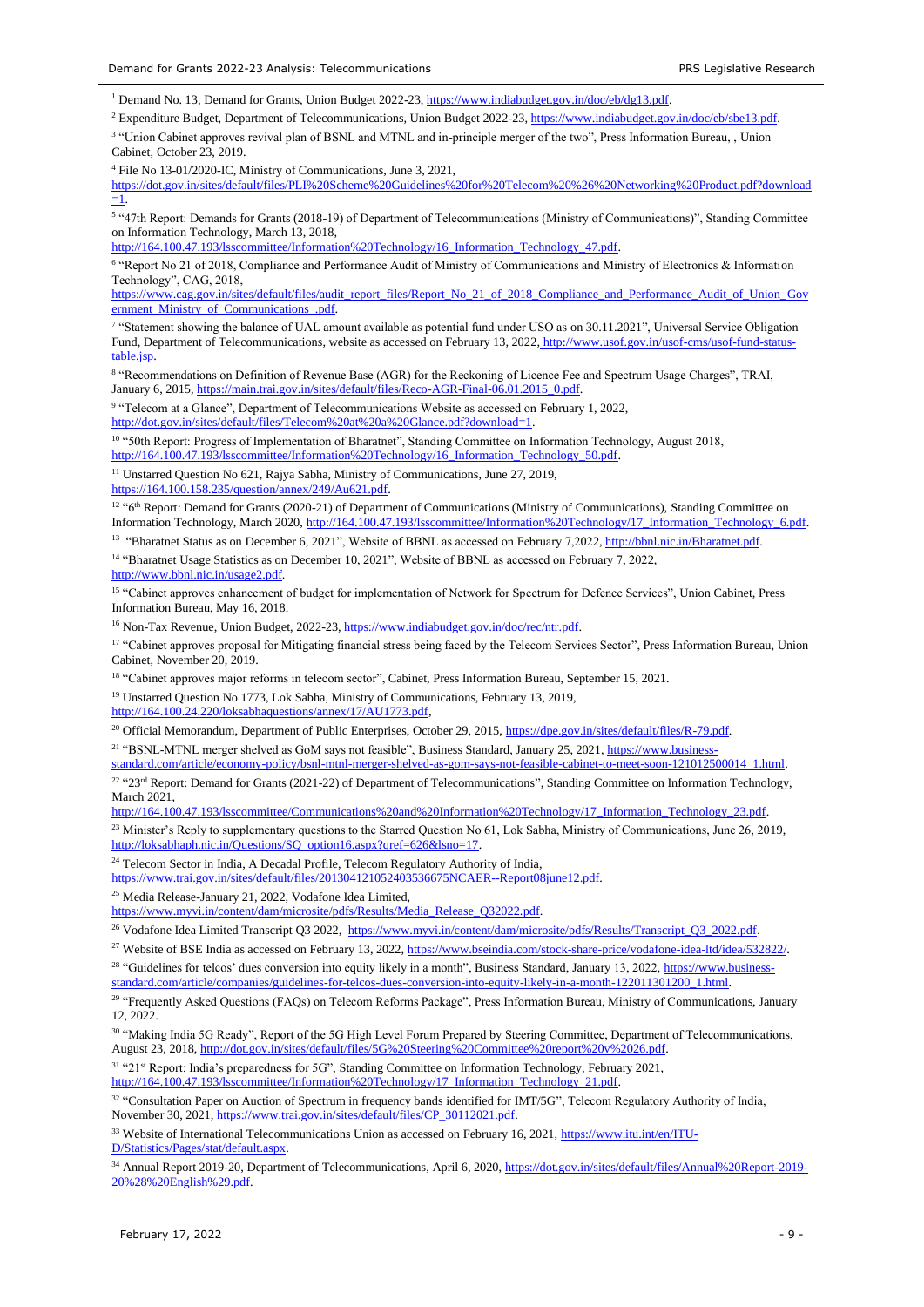[1] Demand No. 13, Demand for Grants, Union Budget 2022-23, https://www.indiabudget.gov.in/doc/eb/dg13.pdf.

[2] Expenditure Budget, Department of Telecommunications, Union Budget 2022-23, https://www.indiabudget.gov.in/doc/eb/sbe13.pdf.

[3] "Union Cabinet approves revival plan of BSNL and MTNL and in-principle merger of the two", Press Information Bureau, , Union Cabinet, October 23, 2019.

[4] File No 13-01/2020-IC, Ministry of Communications, June 3, 2021, https://dot.gov.in/sites/default/files/PLI%20Scheme%20Guidelines%20for%20Telecom%20%26%20Networking%20Product.pdf?download=1.

[5] "47th Report: Demands for Grants (2018-19) of Department of Telecommunications (Ministry of Communications)", Standing Committee on Information Technology, March 13, 2018, http://164.100.47.193/lsscommittee/Information%20Technology/16_Information_Technology_47.pdf.

[6] "Report No 21 of 2018, Compliance and Performance Audit of Ministry of Communications and Ministry of Electronics & Information Technology", CAG, 2018, https://www.cag.gov.in/sites/default/files/audit_report_files/Report_No_21_of_2018_Compliance_and_Performance_Audit_of_Union_Government_Ministry_of_Communications_.pdf.

[7] "Statement showing the balance of UAL amount available as potential fund under USO as on 30.11.2021", Universal Service Obligation Fund, Department of Telecommunications, website as accessed on February 13, 2022, http://www.usof.gov.in/usof-cms/usof-fund-status-table.jsp.

[8] "Recommendations on Definition of Revenue Base (AGR) for the Reckoning of Licence Fee and Spectrum Usage Charges", TRAI, January 6, 2015, https://main.trai.gov.in/sites/default/files/Reco-AGR-Final-06.01.2015_0.pdf.

[9] "Telecom at a Glance", Department of Telecommunications Website as accessed on February 1, 2022, http://dot.gov.in/sites/default/files/Telecom%20at%20a%20Glance.pdf?download=1.

[10] "50th Report: Progress of Implementation of Bharatnet", Standing Committee on Information Technology, August 2018, http://164.100.47.193/lsscommittee/Information%20Technology/16_Information_Technology_50.pdf.

[11] Unstarred Question No 621, Rajya Sabha, Ministry of Communications, June 27, 2019, https://164.100.158.235/question/annex/249/Au621.pdf.

[12] "6th Report: Demand for Grants (2020-21) of Department of Communications (Ministry of Communications), Standing Committee on Information Technology, March 2020, http://164.100.47.193/lsscommittee/Information%20Technology/17_Information_Technology_6.pdf.

[13] "Bharatnet Status as on December 6, 2021", Website of BBNL as accessed on February 7,2022, http://bbnl.nic.in/Bharatnet.pdf.

[14] "Bharatnet Usage Statistics as on December 10, 2021", Website of BBNL as accessed on February 7, 2022, http://www.bbnl.nic.in/usage2.pdf.

[15] "Cabinet approves enhancement of budget for implementation of Network for Spectrum for Defence Services", Union Cabinet, Press Information Bureau, May 16, 2018.

[16] Non-Tax Revenue, Union Budget, 2022-23, https://www.indiabudget.gov.in/doc/rec/ntr.pdf.

[17] "Cabinet approves proposal for Mitigating financial stress being faced by the Telecom Services Sector", Press Information Bureau, Union Cabinet, November 20, 2019.

[18] "Cabinet approves major reforms in telecom sector", Cabinet, Press Information Bureau, September 15, 2021.

[19] Unstarred Question No 1773, Lok Sabha, Ministry of Communications, February 13, 2019, http://164.100.24.220/loksabhaquestions/annex/17/AU1773.pdf,

[20] Official Memorandum, Department of Public Enterprises, October 29, 2015, https://dpe.gov.in/sites/default/files/R-79.pdf.

[21] "BSNL-MTNL merger shelved as GoM says not feasible", Business Standard, January 25, 2021, https://www.business-standard.com/article/economy-policy/bsnl-mtnl-merger-shelved-as-gom-says-not-feasible-cabinet-to-meet-soon-121012500014_1.html.

[22] "23rd Report: Demand for Grants (2021-22) of Department of Telecommunications", Standing Committee on Information Technology, March 2021, http://164.100.47.193/lsscommittee/Communications%20and%20Information%20Technology/17_Information_Technology_23.pdf.

[23] Minister's Reply to supplementary questions to the Starred Question No 61, Lok Sabha, Ministry of Communications, June 26, 2019, http://loksabhaph.nic.in/Questions/SQ_option16.aspx?qref=626&lsno=17.

[24] Telecom Sector in India, A Decadal Profile, Telecom Regulatory Authority of India, https://www.trai.gov.in/sites/default/files/201304121052403536675NCAER--Report08june12.pdf.

[25] Media Release-January 21, 2022, Vodafone Idea Limited, https://www.myvi.in/content/dam/microsite/pdfs/Results/Media_Release_Q32022.pdf.

[26] Vodafone Idea Limited Transcript Q3 2022, https://www.myvi.in/content/dam/microsite/pdfs/Results/Transcript_Q3_2022.pdf.

[27] Website of BSE India as accessed on February 13, 2022, https://www.bseindia.com/stock-share-price/vodafone-idea-ltd/idea/532822/.

[28] "Guidelines for telcos' dues conversion into equity likely in a month", Business Standard, January 13, 2022, https://www.business-standard.com/article/companies/guidelines-for-telcos-dues-conversion-into-equity-likely-in-a-month-122011301200_1.html.

[29] "Frequently Asked Questions (FAQs) on Telecom Reforms Package", Press Information Bureau, Ministry of Communications, January 12, 2022.

[30] "Making India 5G Ready", Report of the 5G High Level Forum Prepared by Steering Committee, Department of Telecommunications, August 23, 2018, http://dot.gov.in/sites/default/files/5G%20Steering%20Committee%20report%20v%2026.pdf.

[31] "21st Report: India's preparedness for 5G", Standing Committee on Information Technology, February 2021, http://164.100.47.193/lsscommittee/Information%20Technology/17_Information_Technology_21.pdf.

[32] "Consultation Paper on Auction of Spectrum in frequency bands identified for IMT/5G", Telecom Regulatory Authority of India, November 30, 2021, https://www.trai.gov.in/sites/default/files/CP_30112021.pdf.

[33] Website of International Telecommunications Union as accessed on February 16, 2021, https://www.itu.int/en/ITU-D/Statistics/Pages/stat/default.aspx.

[34] Annual Report 2019-20, Department of Telecommunications, April 6, 2020, https://dot.gov.in/sites/default/files/Annual%20Report-2019-20%28%20English%29.pdf.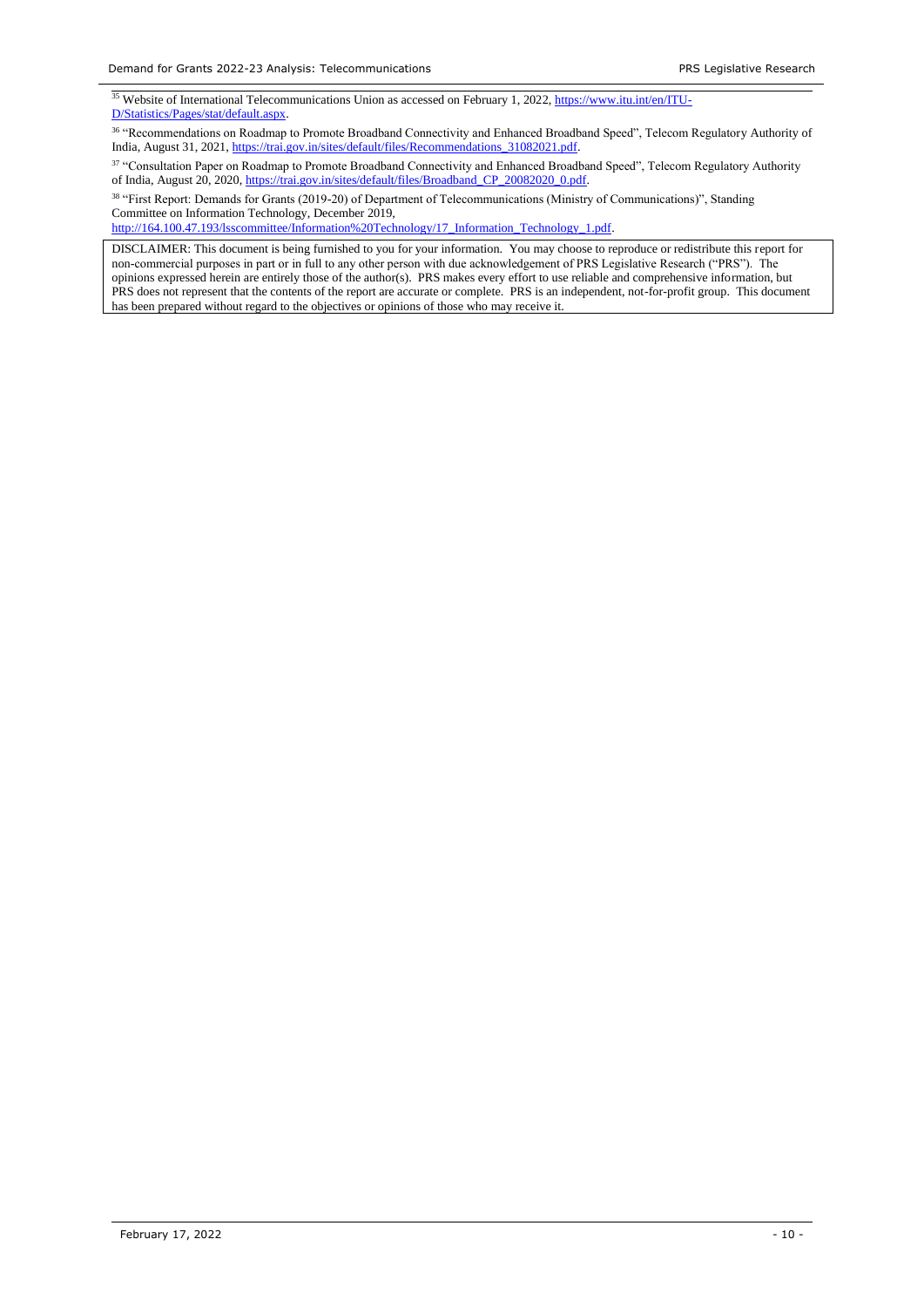[35] Website of International Telecommunications Union as accessed on February 1, 2022, https://www.itu.int/en/ITU-D/Statistics/Pages/stat/default.aspx.

[36] "Recommendations on Roadmap to Promote Broadband Connectivity and Enhanced Broadband Speed", Telecom Regulatory Authority of India, August 31, 2021, https://trai.gov.in/sites/default/files/Recommendations_31082021.pdf.

[37] "Consultation Paper on Roadmap to Promote Broadband Connectivity and Enhanced Broadband Speed", Telecom Regulatory Authority of India, August 20, 2020, https://trai.gov.in/sites/default/files/Broadband_CP_20082020_0.pdf.

[38] "First Report: Demands for Grants (2019-20) of Department of Telecommunications (Ministry of Communications)", Standing Committee on Information Technology, December 2019, http://164.100.47.193/lsscommittee/Information%20Technology/17_Information_Technology_1.pdf.

DISCLAIMER: This document is being furnished to you for your information. You may choose to reproduce or redistribute this report for non-commercial purposes in part or in full to any other person with due acknowledgement of PRS Legislative Research ("PRS"). The opinions expressed herein are entirely those of the author(s). PRS makes every effort to use reliable and comprehensive information, but PRS does not represent that the contents of the report are accurate or complete. PRS is an independent, not-for-profit group. This document has been prepared without regard to the objectives or opinions of those who may receive it.